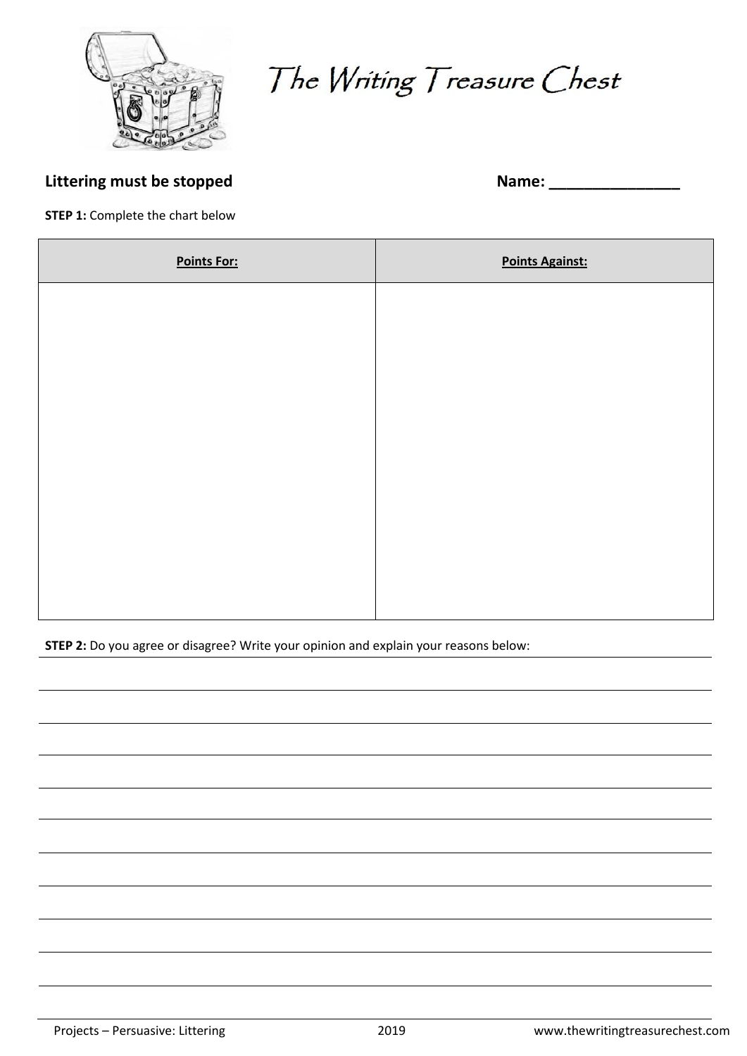# The Writing Treasure Chest

**Littering must be stopped** **Name: _______________**

**STEP 1:** Complete the chart below

| Points For: | Points Against: |
| --- | --- |
| | |

**STEP 2:** Do you agree or disagree? Write your opinion and explain your reasons below: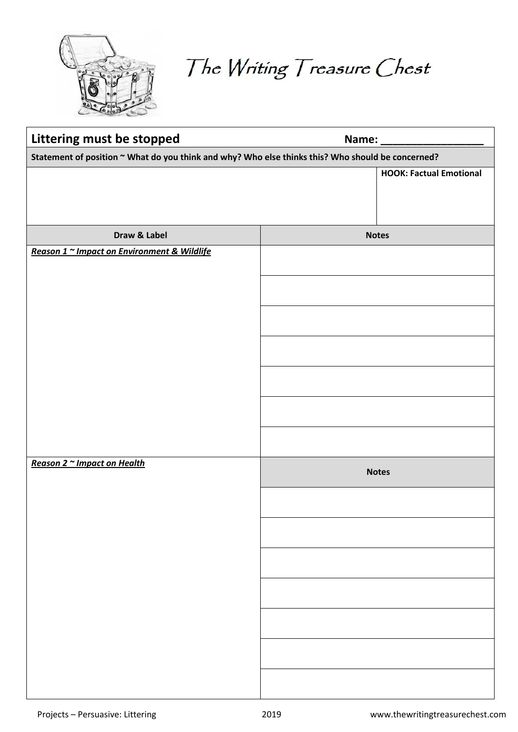# The Writing Treasure Chest

| **Littering must be stopped** | **Name: ___________________** |
|---|---|
| **Statement of position ~ What do you think and why? Who else thinks this? Who should be concerned?** | |
| | **HOOK: Factual Emotional** |

| **Draw & Label** | **Notes** |
|---|---|
| ***Reason 1 ~ Impact on Environment & Wildlife*** | |
| | |
| | |
| | |
| | |
| | |
| | |
| ***Reason 2 ~ Impact on Health*** | **Notes** |
| | |
| | |
| | |
| | |
| | |
| | |
| | |

Projects – Persuasive: Littering 2019 www.thewritingtreasurechest.com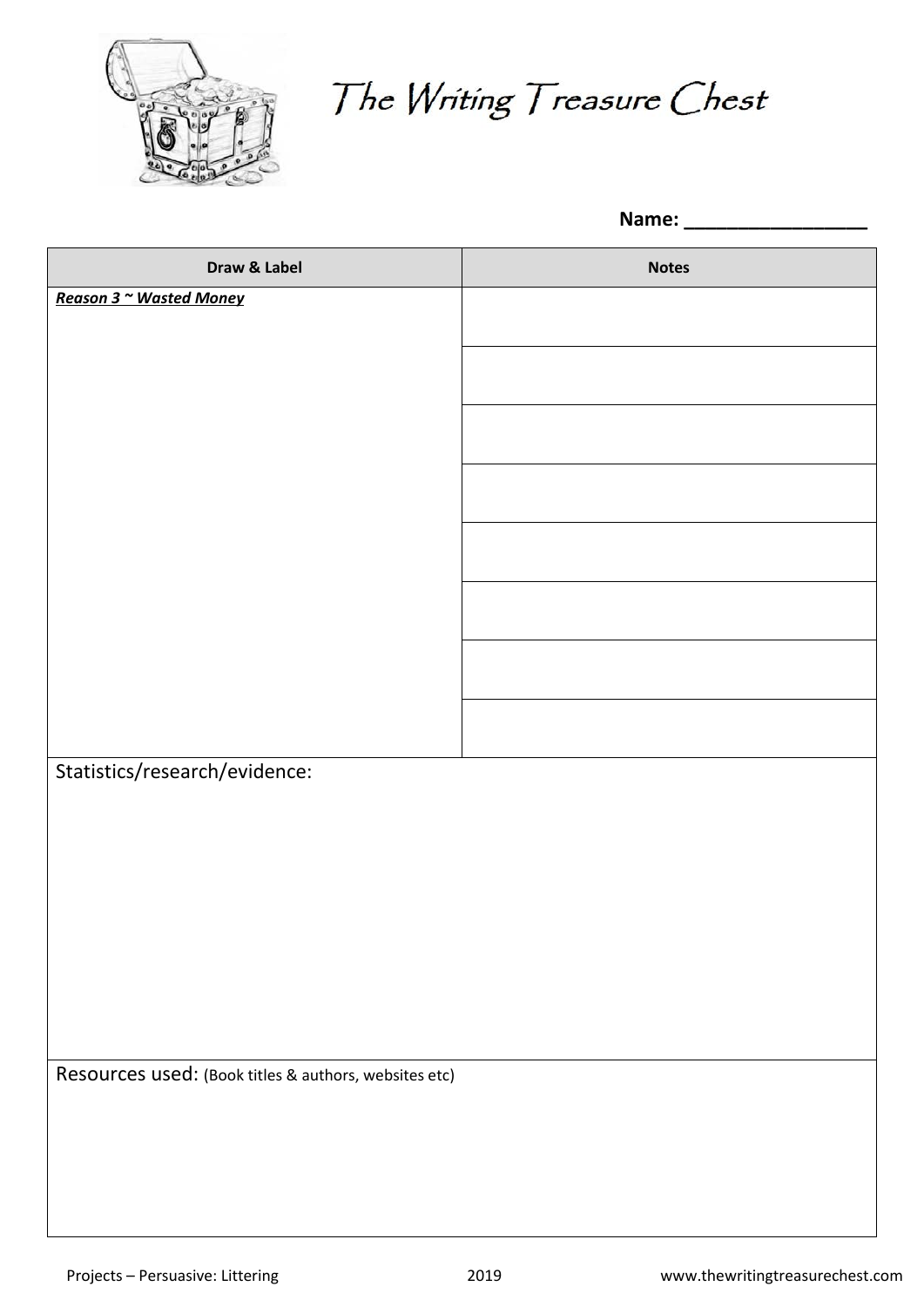# The Writing Treasure Chest

**Name: _________________**

| Draw & Label | Notes |
| --- | --- |
| ***Reason 3 ~ Wasted Money*** | |
| | |
| | |
| | |
| | |
| | |
| | |
| | |

Statistics/research/evidence:

Resources used: (Book titles & authors, websites etc)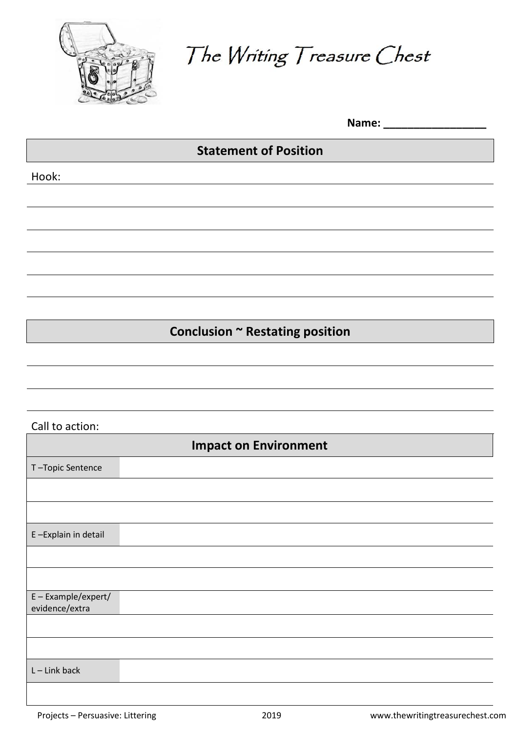# The Writing Treasure Chest

**Name:** __________________

## Statement of Position

Hook:

## Conclusion ~ Restating position

Call to action:

## Impact on Environment

| | |
|---|---|
| T –Topic Sentence | |
| | |
| | |
| E –Explain in detail | |
| | |
| | |
| E – Example/expert/ evidence/extra | |
| | |
| | |
| L – Link back | |
| | |

Projects – Persuasive: Littering 2019 www.thewritingtreasurechest.com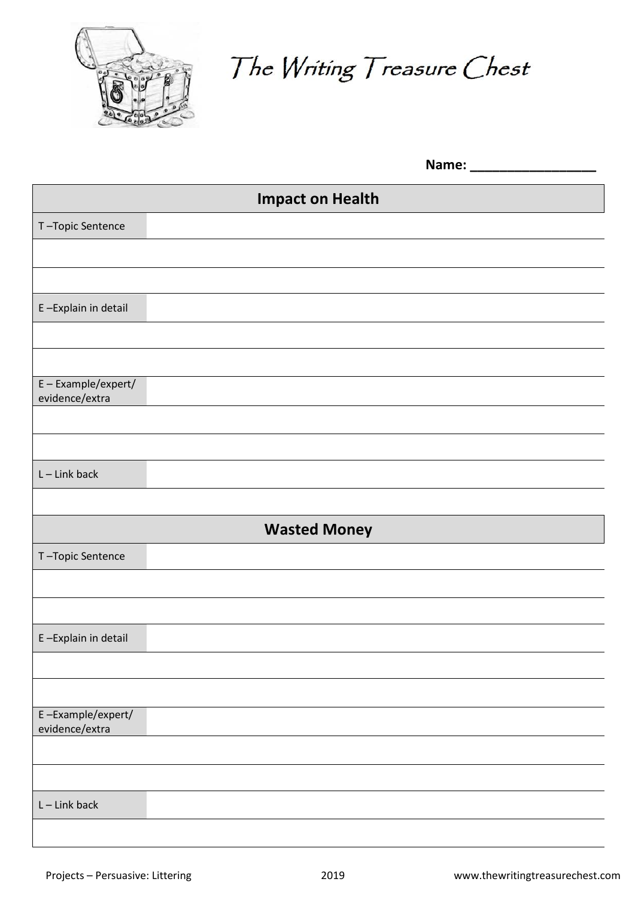# The Writing Treasure Chest

**Name: _________________**

| Impact on Health | |
|---|---|
| T –Topic Sentence | |
| | |
| | |
| E –Explain in detail | |
| | |
| | |
| E – Example/expert/ evidence/extra | |
| | |
| | |
| L – Link back | |
| | |

| Wasted Money | |
|---|---|
| T –Topic Sentence | |
| | |
| | |
| E –Explain in detail | |
| | |
| | |
| E –Example/expert/ evidence/extra | |
| | |
| | |
| L – Link back | |
| | |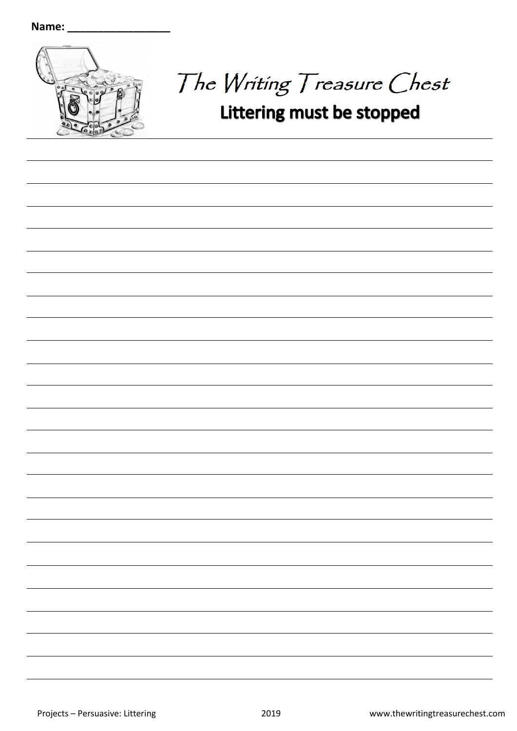Name: ________________

# The Writing Treasure Chest

## Littering must be stopped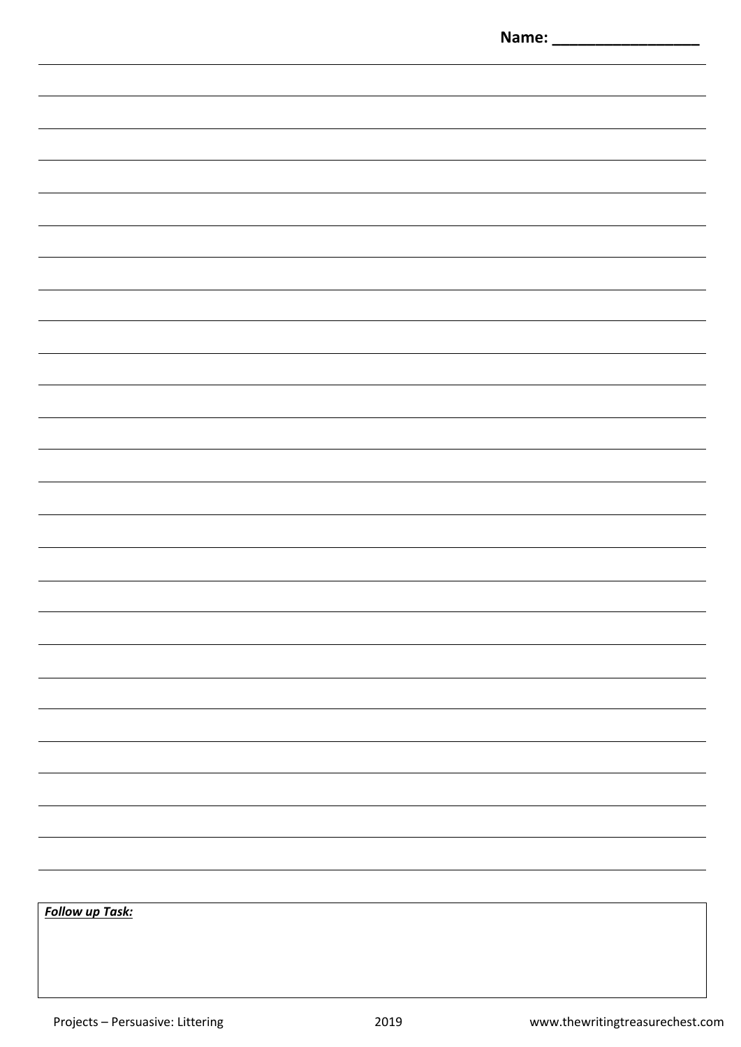Name: ________________

***Follow up Task:***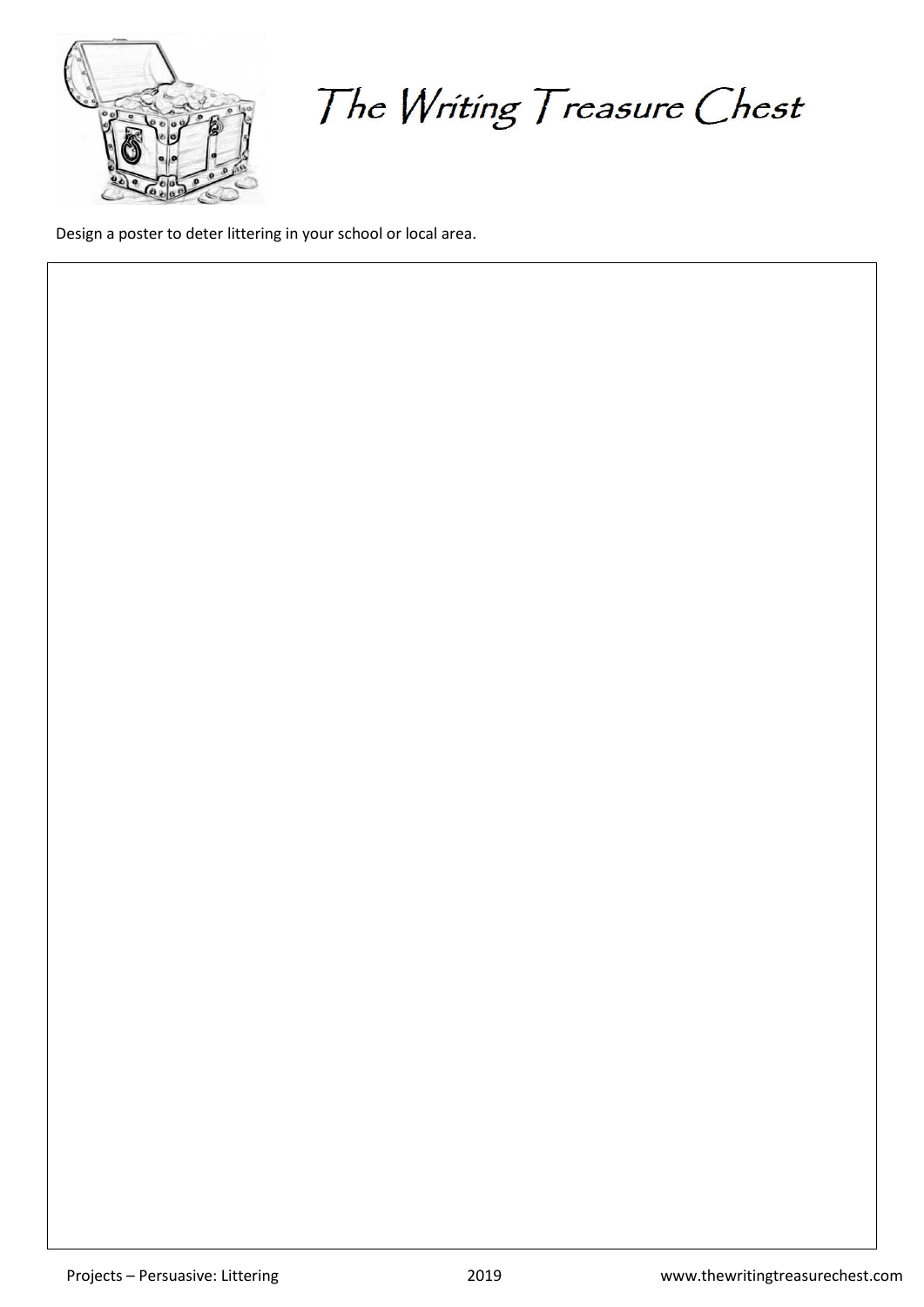# The Writing Treasure Chest

Design a poster to deter littering in your school or local area.